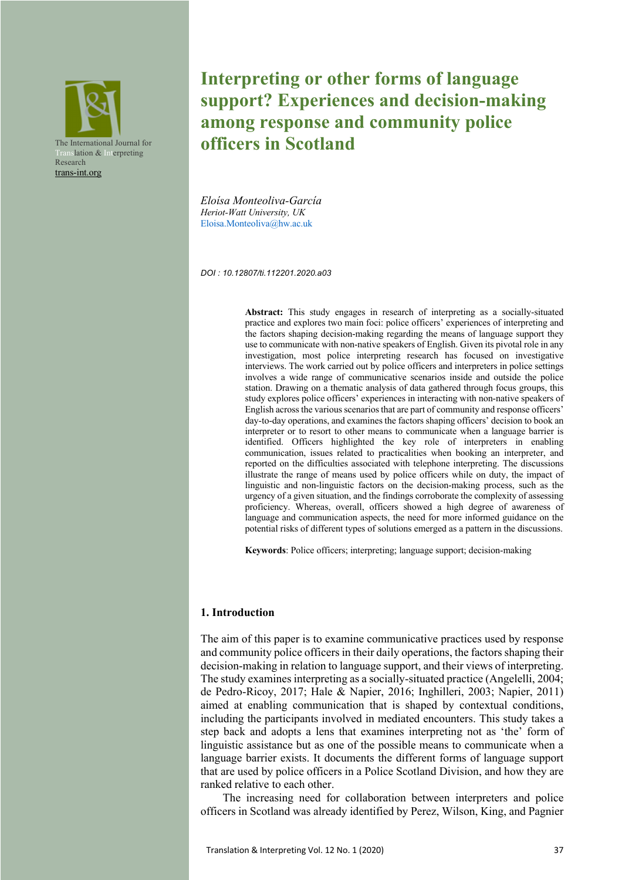The International Journal for Translation & Interpreting Research
trans-int.org

# Interpreting or other forms of language support? Experiences and decision-making among response and community police officers in Scotland

*Eloísa Monteoliva-García*
*Heriot-Watt University, UK*
Eloisa.Monteoliva@hw.ac.uk

*DOI : 10.12807/ti.112201.2020.a03*

**Abstract:** This study engages in research of interpreting as a socially-situated practice and explores two main foci: police officers' experiences of interpreting and the factors shaping decision-making regarding the means of language support they use to communicate with non-native speakers of English. Given its pivotal role in any investigation, most police interpreting research has focused on investigative interviews. The work carried out by police officers and interpreters in police settings involves a wide range of communicative scenarios inside and outside the police station. Drawing on a thematic analysis of data gathered through focus groups, this study explores police officers' experiences in interacting with non-native speakers of English across the various scenarios that are part of community and response officers' day-to-day operations, and examines the factors shaping officers' decision to book an interpreter or to resort to other means to communicate when a language barrier is identified. Officers highlighted the key role of interpreters in enabling communication, issues related to practicalities when booking an interpreter, and reported on the difficulties associated with telephone interpreting. The discussions illustrate the range of means used by police officers while on duty, the impact of linguistic and non-linguistic factors on the decision-making process, such as the urgency of a given situation, and the findings corroborate the complexity of assessing proficiency. Whereas, overall, officers showed a high degree of awareness of language and communication aspects, the need for more informed guidance on the potential risks of different types of solutions emerged as a pattern in the discussions.

**Keywords**: Police officers; interpreting; language support; decision-making

## 1. Introduction

The aim of this paper is to examine communicative practices used by response and community police officers in their daily operations, the factors shaping their decision-making in relation to language support, and their views of interpreting. The study examines interpreting as a socially-situated practice (Angelelli, 2004; de Pedro-Ricoy, 2017; Hale & Napier, 2016; Inghilleri, 2003; Napier, 2011) aimed at enabling communication that is shaped by contextual conditions, including the participants involved in mediated encounters. This study takes a step back and adopts a lens that examines interpreting not as 'the' form of linguistic assistance but as one of the possible means to communicate when a language barrier exists. It documents the different forms of language support that are used by police officers in a Police Scotland Division, and how they are ranked relative to each other.

The increasing need for collaboration between interpreters and police officers in Scotland was already identified by Perez, Wilson, King, and Pagnier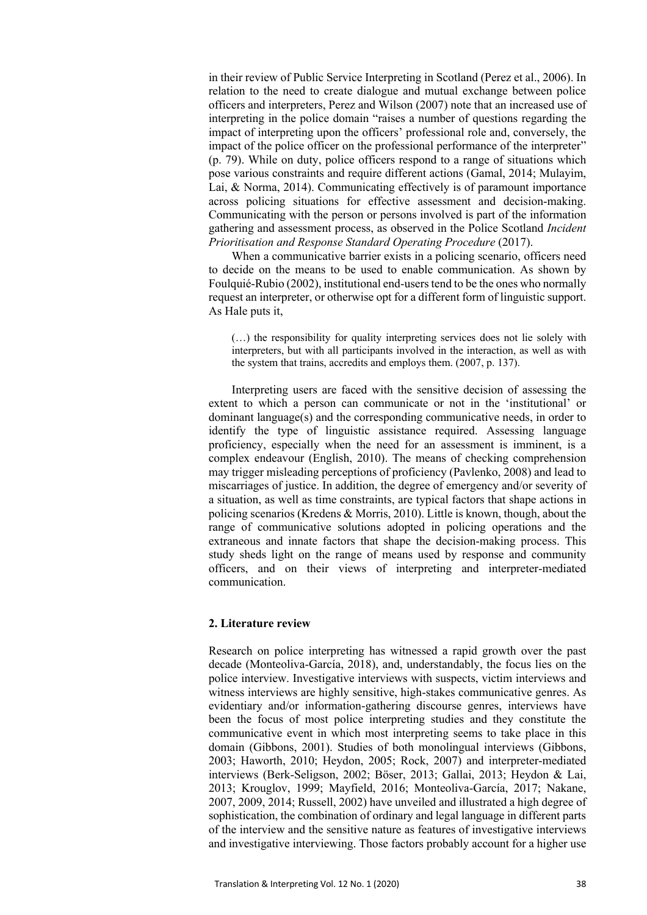in their review of Public Service Interpreting in Scotland (Perez et al., 2006). In relation to the need to create dialogue and mutual exchange between police officers and interpreters, Perez and Wilson (2007) note that an increased use of interpreting in the police domain "raises a number of questions regarding the impact of interpreting upon the officers' professional role and, conversely, the impact of the police officer on the professional performance of the interpreter" (p. 79). While on duty, police officers respond to a range of situations which pose various constraints and require different actions (Gamal, 2014; Mulayim, Lai, & Norma, 2014). Communicating effectively is of paramount importance across policing situations for effective assessment and decision-making. Communicating with the person or persons involved is part of the information gathering and assessment process, as observed in the Police Scotland *Incident Prioritisation and Response Standard Operating Procedure* (2017).

When a communicative barrier exists in a policing scenario, officers need to decide on the means to be used to enable communication. As shown by Foulquié-Rubio (2002), institutional end-users tend to be the ones who normally request an interpreter, or otherwise opt for a different form of linguistic support. As Hale puts it,

> (…) the responsibility for quality interpreting services does not lie solely with interpreters, but with all participants involved in the interaction, as well as with the system that trains, accredits and employs them. (2007, p. 137).

Interpreting users are faced with the sensitive decision of assessing the extent to which a person can communicate or not in the 'institutional' or dominant language(s) and the corresponding communicative needs, in order to identify the type of linguistic assistance required. Assessing language proficiency, especially when the need for an assessment is imminent, is a complex endeavour (English, 2010). The means of checking comprehension may trigger misleading perceptions of proficiency (Pavlenko, 2008) and lead to miscarriages of justice. In addition, the degree of emergency and/or severity of a situation, as well as time constraints, are typical factors that shape actions in policing scenarios (Kredens & Morris, 2010). Little is known, though, about the range of communicative solutions adopted in policing operations and the extraneous and innate factors that shape the decision-making process. This study sheds light on the range of means used by response and community officers, and on their views of interpreting and interpreter-mediated communication.

## 2. Literature review

Research on police interpreting has witnessed a rapid growth over the past decade (Monteoliva-García, 2018), and, understandably, the focus lies on the police interview. Investigative interviews with suspects, victim interviews and witness interviews are highly sensitive, high-stakes communicative genres. As evidentiary and/or information-gathering discourse genres, interviews have been the focus of most police interpreting studies and they constitute the communicative event in which most interpreting seems to take place in this domain (Gibbons, 2001). Studies of both monolingual interviews (Gibbons, 2003; Haworth, 2010; Heydon, 2005; Rock, 2007) and interpreter-mediated interviews (Berk-Seligson, 2002; Böser, 2013; Gallai, 2013; Heydon & Lai, 2013; Krouglov, 1999; Mayfield, 2016; Monteoliva-García, 2017; Nakane, 2007, 2009, 2014; Russell, 2002) have unveiled and illustrated a high degree of sophistication, the combination of ordinary and legal language in different parts of the interview and the sensitive nature as features of investigative interviews and investigative interviewing. Those factors probably account for a higher use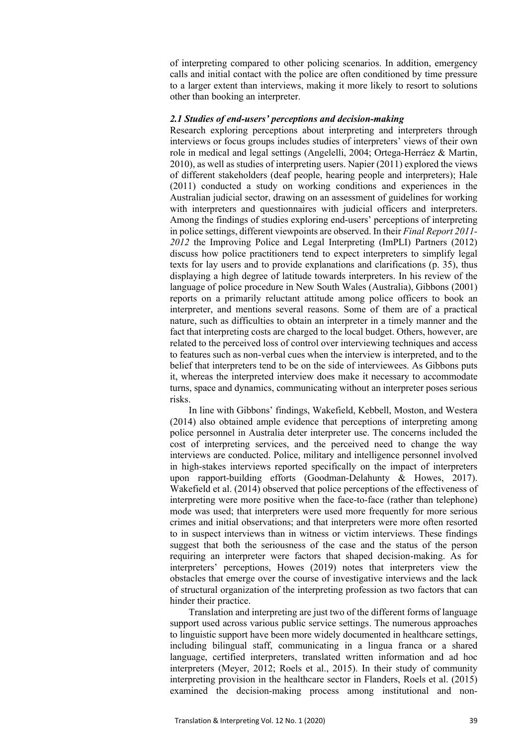of interpreting compared to other policing scenarios. In addition, emergency calls and initial contact with the police are often conditioned by time pressure to a larger extent than interviews, making it more likely to resort to solutions other than booking an interpreter.

### *2.1 Studies of end-users' perceptions and decision-making*

Research exploring perceptions about interpreting and interpreters through interviews or focus groups includes studies of interpreters' views of their own role in medical and legal settings (Angelelli, 2004; Ortega-Herráez & Martin, 2010), as well as studies of interpreting users. Napier (2011) explored the views of different stakeholders (deaf people, hearing people and interpreters); Hale (2011) conducted a study on working conditions and experiences in the Australian judicial sector, drawing on an assessment of guidelines for working with interpreters and questionnaires with judicial officers and interpreters. Among the findings of studies exploring end-users' perceptions of interpreting in police settings, different viewpoints are observed. In their *Final Report 2011-2012* the Improving Police and Legal Interpreting (ImPLI) Partners (2012) discuss how police practitioners tend to expect interpreters to simplify legal texts for lay users and to provide explanations and clarifications (p. 35), thus displaying a high degree of latitude towards interpreters. In his review of the language of police procedure in New South Wales (Australia), Gibbons (2001) reports on a primarily reluctant attitude among police officers to book an interpreter, and mentions several reasons. Some of them are of a practical nature, such as difficulties to obtain an interpreter in a timely manner and the fact that interpreting costs are charged to the local budget. Others, however, are related to the perceived loss of control over interviewing techniques and access to features such as non-verbal cues when the interview is interpreted, and to the belief that interpreters tend to be on the side of interviewees. As Gibbons puts it, whereas the interpreted interview does make it necessary to accommodate turns, space and dynamics, communicating without an interpreter poses serious risks.

In line with Gibbons' findings, Wakefield, Kebbell, Moston, and Westera (2014) also obtained ample evidence that perceptions of interpreting among police personnel in Australia deter interpreter use. The concerns included the cost of interpreting services, and the perceived need to change the way interviews are conducted. Police, military and intelligence personnel involved in high-stakes interviews reported specifically on the impact of interpreters upon rapport-building efforts (Goodman-Delahunty & Howes, 2017). Wakefield et al. (2014) observed that police perceptions of the effectiveness of interpreting were more positive when the face-to-face (rather than telephone) mode was used; that interpreters were used more frequently for more serious crimes and initial observations; and that interpreters were more often resorted to in suspect interviews than in witness or victim interviews. These findings suggest that both the seriousness of the case and the status of the person requiring an interpreter were factors that shaped decision-making. As for interpreters' perceptions, Howes (2019) notes that interpreters view the obstacles that emerge over the course of investigative interviews and the lack of structural organization of the interpreting profession as two factors that can hinder their practice.

Translation and interpreting are just two of the different forms of language support used across various public service settings. The numerous approaches to linguistic support have been more widely documented in healthcare settings, including bilingual staff, communicating in a lingua franca or a shared language, certified interpreters, translated written information and ad hoc interpreters (Meyer, 2012; Roels et al., 2015). In their study of community interpreting provision in the healthcare sector in Flanders, Roels et al. (2015) examined the decision-making process among institutional and non-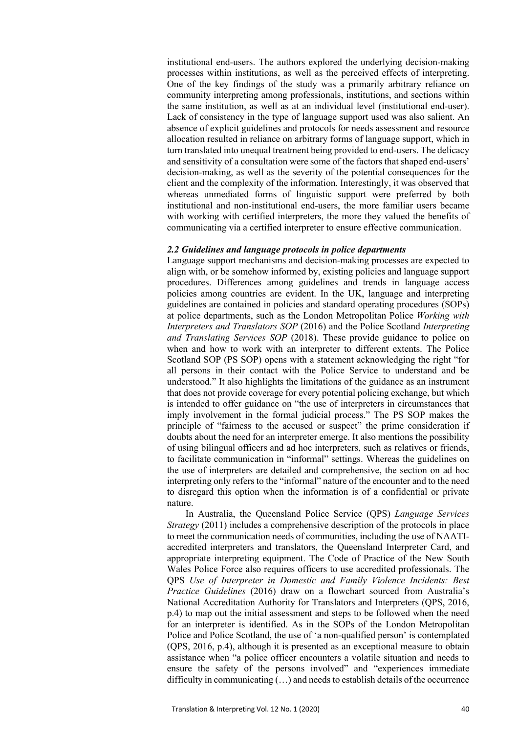institutional end-users. The authors explored the underlying decision-making processes within institutions, as well as the perceived effects of interpreting. One of the key findings of the study was a primarily arbitrary reliance on community interpreting among professionals, institutions, and sections within the same institution, as well as at an individual level (institutional end-user). Lack of consistency in the type of language support used was also salient. An absence of explicit guidelines and protocols for needs assessment and resource allocation resulted in reliance on arbitrary forms of language support, which in turn translated into unequal treatment being provided to end-users. The delicacy and sensitivity of a consultation were some of the factors that shaped end-users' decision-making, as well as the severity of the potential consequences for the client and the complexity of the information. Interestingly, it was observed that whereas unmediated forms of linguistic support were preferred by both institutional and non-institutional end-users, the more familiar users became with working with certified interpreters, the more they valued the benefits of communicating via a certified interpreter to ensure effective communication.

### *2.2 Guidelines and language protocols in police departments*

Language support mechanisms and decision-making processes are expected to align with, or be somehow informed by, existing policies and language support procedures. Differences among guidelines and trends in language access policies among countries are evident. In the UK, language and interpreting guidelines are contained in policies and standard operating procedures (SOPs) at police departments, such as the London Metropolitan Police *Working with Interpreters and Translators SOP* (2016) and the Police Scotland *Interpreting and Translating Services SOP* (2018). These provide guidance to police on when and how to work with an interpreter to different extents. The Police Scotland SOP (PS SOP) opens with a statement acknowledging the right "for all persons in their contact with the Police Service to understand and be understood." It also highlights the limitations of the guidance as an instrument that does not provide coverage for every potential policing exchange, but which is intended to offer guidance on "the use of interpreters in circumstances that imply involvement in the formal judicial process." The PS SOP makes the principle of "fairness to the accused or suspect" the prime consideration if doubts about the need for an interpreter emerge. It also mentions the possibility of using bilingual officers and ad hoc interpreters, such as relatives or friends, to facilitate communication in "informal" settings. Whereas the guidelines on the use of interpreters are detailed and comprehensive, the section on ad hoc interpreting only refers to the "informal" nature of the encounter and to the need to disregard this option when the information is of a confidential or private nature.

In Australia, the Queensland Police Service (QPS) *Language Services Strategy* (2011) includes a comprehensive description of the protocols in place to meet the communication needs of communities, including the use of NAATI-accredited interpreters and translators, the Queensland Interpreter Card, and appropriate interpreting equipment. The Code of Practice of the New South Wales Police Force also requires officers to use accredited professionals. The QPS *Use of Interpreter in Domestic and Family Violence Incidents: Best Practice Guidelines* (2016) draw on a flowchart sourced from Australia's National Accreditation Authority for Translators and Interpreters (QPS, 2016, p.4) to map out the initial assessment and steps to be followed when the need for an interpreter is identified. As in the SOPs of the London Metropolitan Police and Police Scotland, the use of 'a non-qualified person' is contemplated (QPS, 2016, p.4), although it is presented as an exceptional measure to obtain assistance when "a police officer encounters a volatile situation and needs to ensure the safety of the persons involved" and "experiences immediate difficulty in communicating (…) and needs to establish details of the occurrence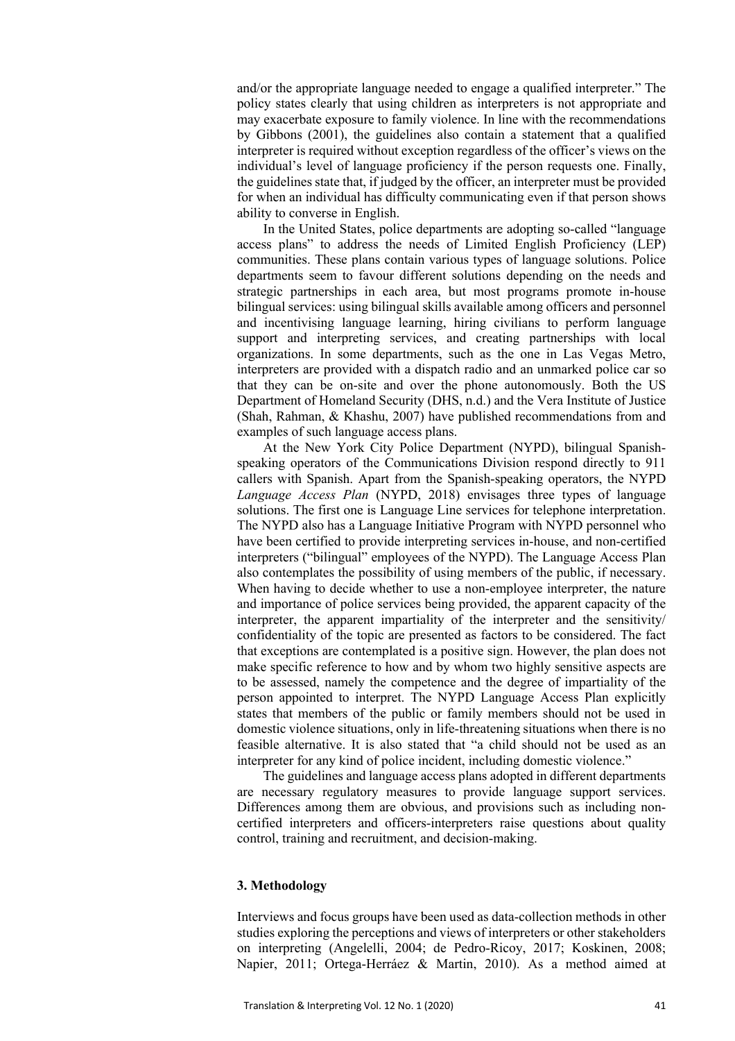and/or the appropriate language needed to engage a qualified interpreter." The policy states clearly that using children as interpreters is not appropriate and may exacerbate exposure to family violence. In line with the recommendations by Gibbons (2001), the guidelines also contain a statement that a qualified interpreter is required without exception regardless of the officer's views on the individual's level of language proficiency if the person requests one. Finally, the guidelines state that, if judged by the officer, an interpreter must be provided for when an individual has difficulty communicating even if that person shows ability to converse in English.

In the United States, police departments are adopting so-called "language access plans" to address the needs of Limited English Proficiency (LEP) communities. These plans contain various types of language solutions. Police departments seem to favour different solutions depending on the needs and strategic partnerships in each area, but most programs promote in-house bilingual services: using bilingual skills available among officers and personnel and incentivising language learning, hiring civilians to perform language support and interpreting services, and creating partnerships with local organizations. In some departments, such as the one in Las Vegas Metro, interpreters are provided with a dispatch radio and an unmarked police car so that they can be on-site and over the phone autonomously. Both the US Department of Homeland Security (DHS, n.d.) and the Vera Institute of Justice (Shah, Rahman, & Khashu, 2007) have published recommendations from and examples of such language access plans.

At the New York City Police Department (NYPD), bilingual Spanish-speaking operators of the Communications Division respond directly to 911 callers with Spanish. Apart from the Spanish-speaking operators, the NYPD *Language Access Plan* (NYPD, 2018) envisages three types of language solutions. The first one is Language Line services for telephone interpretation. The NYPD also has a Language Initiative Program with NYPD personnel who have been certified to provide interpreting services in-house, and non-certified interpreters ("bilingual" employees of the NYPD). The Language Access Plan also contemplates the possibility of using members of the public, if necessary. When having to decide whether to use a non-employee interpreter, the nature and importance of police services being provided, the apparent capacity of the interpreter, the apparent impartiality of the interpreter and the sensitivity/ confidentiality of the topic are presented as factors to be considered. The fact that exceptions are contemplated is a positive sign. However, the plan does not make specific reference to how and by whom two highly sensitive aspects are to be assessed, namely the competence and the degree of impartiality of the person appointed to interpret. The NYPD Language Access Plan explicitly states that members of the public or family members should not be used in domestic violence situations, only in life-threatening situations when there is no feasible alternative. It is also stated that "a child should not be used as an interpreter for any kind of police incident, including domestic violence."

The guidelines and language access plans adopted in different departments are necessary regulatory measures to provide language support services. Differences among them are obvious, and provisions such as including non-certified interpreters and officers-interpreters raise questions about quality control, training and recruitment, and decision-making.

## 3. Methodology

Interviews and focus groups have been used as data-collection methods in other studies exploring the perceptions and views of interpreters or other stakeholders on interpreting (Angelelli, 2004; de Pedro-Ricoy, 2017; Koskinen, 2008; Napier, 2011; Ortega-Herráez & Martin, 2010). As a method aimed at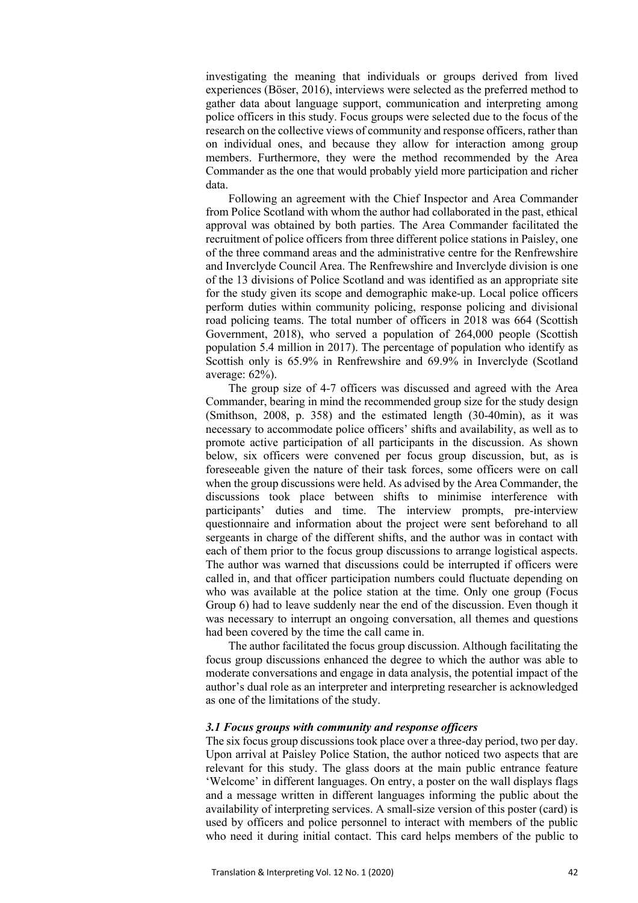investigating the meaning that individuals or groups derived from lived experiences (Böser, 2016), interviews were selected as the preferred method to gather data about language support, communication and interpreting among police officers in this study. Focus groups were selected due to the focus of the research on the collective views of community and response officers, rather than on individual ones, and because they allow for interaction among group members. Furthermore, they were the method recommended by the Area Commander as the one that would probably yield more participation and richer data.

Following an agreement with the Chief Inspector and Area Commander from Police Scotland with whom the author had collaborated in the past, ethical approval was obtained by both parties. The Area Commander facilitated the recruitment of police officers from three different police stations in Paisley, one of the three command areas and the administrative centre for the Renfrewshire and Inverclyde Council Area. The Renfrewshire and Inverclyde division is one of the 13 divisions of Police Scotland and was identified as an appropriate site for the study given its scope and demographic make-up. Local police officers perform duties within community policing, response policing and divisional road policing teams. The total number of officers in 2018 was 664 (Scottish Government, 2018), who served a population of 264,000 people (Scottish population 5.4 million in 2017). The percentage of population who identify as Scottish only is 65.9% in Renfrewshire and 69.9% in Inverclyde (Scotland average: 62%).

The group size of 4-7 officers was discussed and agreed with the Area Commander, bearing in mind the recommended group size for the study design (Smithson, 2008, p. 358) and the estimated length (30-40min), as it was necessary to accommodate police officers' shifts and availability, as well as to promote active participation of all participants in the discussion. As shown below, six officers were convened per focus group discussion, but, as is foreseeable given the nature of their task forces, some officers were on call when the group discussions were held. As advised by the Area Commander, the discussions took place between shifts to minimise interference with participants' duties and time. The interview prompts, pre-interview questionnaire and information about the project were sent beforehand to all sergeants in charge of the different shifts, and the author was in contact with each of them prior to the focus group discussions to arrange logistical aspects. The author was warned that discussions could be interrupted if officers were called in, and that officer participation numbers could fluctuate depending on who was available at the police station at the time. Only one group (Focus Group 6) had to leave suddenly near the end of the discussion. Even though it was necessary to interrupt an ongoing conversation, all themes and questions had been covered by the time the call came in.

The author facilitated the focus group discussion. Although facilitating the focus group discussions enhanced the degree to which the author was able to moderate conversations and engage in data analysis, the potential impact of the author's dual role as an interpreter and interpreting researcher is acknowledged as one of the limitations of the study.

### *3.1 Focus groups with community and response officers*

The six focus group discussions took place over a three-day period, two per day. Upon arrival at Paisley Police Station, the author noticed two aspects that are relevant for this study. The glass doors at the main public entrance feature 'Welcome' in different languages. On entry, a poster on the wall displays flags and a message written in different languages informing the public about the availability of interpreting services. A small-size version of this poster (card) is used by officers and police personnel to interact with members of the public who need it during initial contact. This card helps members of the public to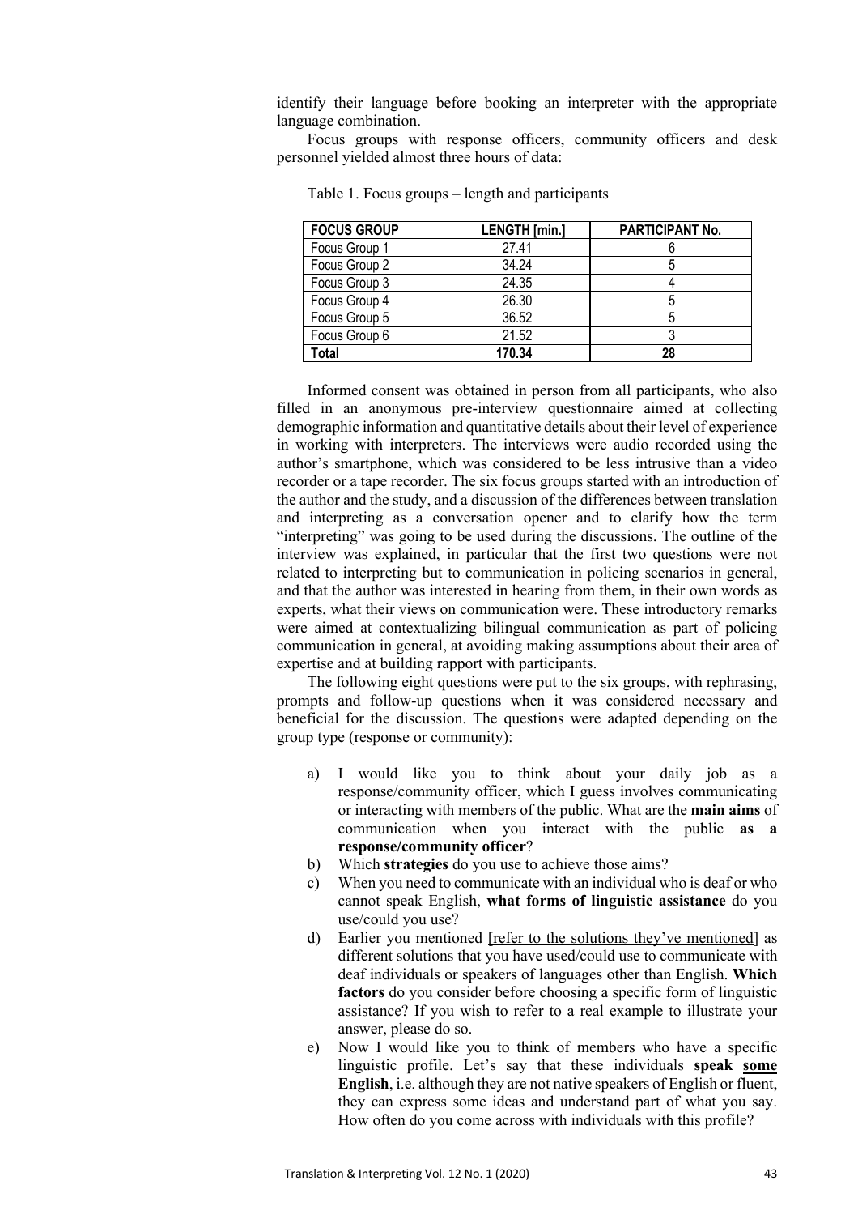identify their language before booking an interpreter with the appropriate language combination.

Focus groups with response officers, community officers and desk personnel yielded almost three hours of data:

Table 1. Focus groups – length and participants

| FOCUS GROUP | LENGTH [min.] | PARTICIPANT No. |
|---|---|---|
| Focus Group 1 | 27.41 | 6 |
| Focus Group 2 | 34.24 | 5 |
| Focus Group 3 | 24.35 | 4 |
| Focus Group 4 | 26.30 | 5 |
| Focus Group 5 | 36.52 | 5 |
| Focus Group 6 | 21.52 | 3 |
| **Total** | **170.34** | **28** |

Informed consent was obtained in person from all participants, who also filled in an anonymous pre-interview questionnaire aimed at collecting demographic information and quantitative details about their level of experience in working with interpreters. The interviews were audio recorded using the author's smartphone, which was considered to be less intrusive than a video recorder or a tape recorder. The six focus groups started with an introduction of the author and the study, and a discussion of the differences between translation and interpreting as a conversation opener and to clarify how the term "interpreting" was going to be used during the discussions. The outline of the interview was explained, in particular that the first two questions were not related to interpreting but to communication in policing scenarios in general, and that the author was interested in hearing from them, in their own words as experts, what their views on communication were. These introductory remarks were aimed at contextualizing bilingual communication as part of policing communication in general, at avoiding making assumptions about their area of expertise and at building rapport with participants.

The following eight questions were put to the six groups, with rephrasing, prompts and follow-up questions when it was considered necessary and beneficial for the discussion. The questions were adapted depending on the group type (response or community):

a) I would like you to think about your daily job as a response/community officer, which I guess involves communicating or interacting with members of the public. What are the **main aims** of communication when you interact with the public **as a response/community officer**?
b) Which **strategies** do you use to achieve those aims?
c) When you need to communicate with an individual who is deaf or who cannot speak English, **what forms of linguistic assistance** do you use/could you use?
d) Earlier you mentioned [refer to the solutions they've mentioned] as different solutions that you have used/could use to communicate with deaf individuals or speakers of languages other than English. **Which factors** do you consider before choosing a specific form of linguistic assistance? If you wish to refer to a real example to illustrate your answer, please do so.
e) Now I would like you to think of members who have a specific linguistic profile. Let's say that these individuals **speak some English**, i.e. although they are not native speakers of English or fluent, they can express some ideas and understand part of what you say. How often do you come across with individuals with this profile?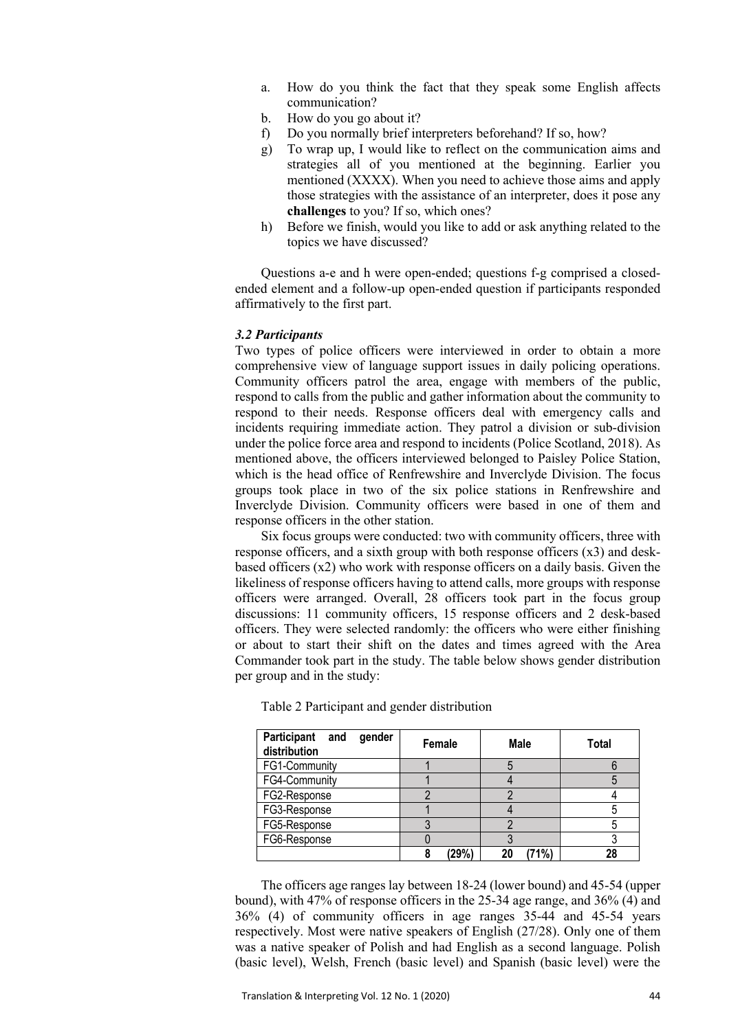a. How do you think the fact that they speak some English affects communication?
b. How do you go about it?
f) Do you normally brief interpreters beforehand? If so, how?
g) To wrap up, I would like to reflect on the communication aims and strategies all of you mentioned at the beginning. Earlier you mentioned (XXXX). When you need to achieve those aims and apply those strategies with the assistance of an interpreter, does it pose any **challenges** to you? If so, which ones?
h) Before we finish, would you like to add or ask anything related to the topics we have discussed?

Questions a-e and h were open-ended; questions f-g comprised a closed-ended element and a follow-up open-ended question if participants responded affirmatively to the first part.

### *3.2 Participants*

Two types of police officers were interviewed in order to obtain a more comprehensive view of language support issues in daily policing operations. Community officers patrol the area, engage with members of the public, respond to calls from the public and gather information about the community to respond to their needs. Response officers deal with emergency calls and incidents requiring immediate action. They patrol a division or sub-division under the police force area and respond to incidents (Police Scotland, 2018). As mentioned above, the officers interviewed belonged to Paisley Police Station, which is the head office of Renfrewshire and Inverclyde Division. The focus groups took place in two of the six police stations in Renfrewshire and Inverclyde Division. Community officers were based in one of them and response officers in the other station.

Six focus groups were conducted: two with community officers, three with response officers, and a sixth group with both response officers (x3) and desk-based officers (x2) who work with response officers on a daily basis. Given the likeliness of response officers having to attend calls, more groups with response officers were arranged. Overall, 28 officers took part in the focus group discussions: 11 community officers, 15 response officers and 2 desk-based officers. They were selected randomly: the officers who were either finishing or about to start their shift on the dates and times agreed with the Area Commander took part in the study. The table below shows gender distribution per group and in the study:

Table 2 Participant and gender distribution

| Participant and gender distribution | Female | Male | Total |
|---|---|---|---|
| FG1-Community | 1 | 5 | 6 |
| FG4-Community | 1 | 4 | 5 |
| FG2-Response | 2 | 2 | 4 |
| FG3-Response | 1 | 4 | 5 |
| FG5-Response | 3 | 2 | 5 |
| FG6-Response | 0 | 3 | 3 |
| | **8 (29%)** | **20 (71%)** | **28** |

The officers age ranges lay between 18-24 (lower bound) and 45-54 (upper bound), with 47% of response officers in the 25-34 age range, and 36% (4) and 36% (4) of community officers in age ranges 35-44 and 45-54 years respectively. Most were native speakers of English (27/28). Only one of them was a native speaker of Polish and had English as a second language. Polish (basic level), Welsh, French (basic level) and Spanish (basic level) were the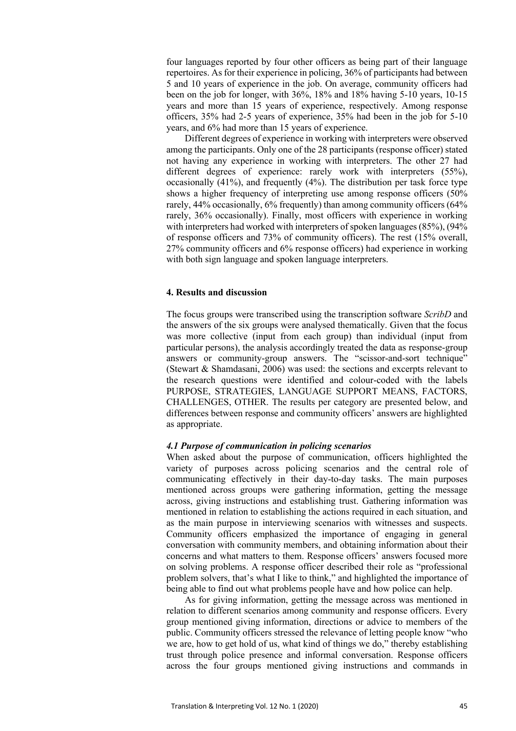four languages reported by four other officers as being part of their language repertoires. As for their experience in policing, 36% of participants had between 5 and 10 years of experience in the job. On average, community officers had been on the job for longer, with 36%, 18% and 18% having 5-10 years, 10-15 years and more than 15 years of experience, respectively. Among response officers, 35% had 2-5 years of experience, 35% had been in the job for 5-10 years, and 6% had more than 15 years of experience.

Different degrees of experience in working with interpreters were observed among the participants. Only one of the 28 participants (response officer) stated not having any experience in working with interpreters. The other 27 had different degrees of experience: rarely work with interpreters (55%), occasionally (41%), and frequently (4%). The distribution per task force type shows a higher frequency of interpreting use among response officers (50% rarely, 44% occasionally, 6% frequently) than among community officers (64% rarely, 36% occasionally). Finally, most officers with experience in working with interpreters had worked with interpreters of spoken languages (85%), (94% of response officers and 73% of community officers). The rest (15% overall, 27% community officers and 6% response officers) had experience in working with both sign language and spoken language interpreters.

## 4. Results and discussion

The focus groups were transcribed using the transcription software *ScribD* and the answers of the six groups were analysed thematically. Given that the focus was more collective (input from each group) than individual (input from particular persons), the analysis accordingly treated the data as response-group answers or community-group answers. The "scissor-and-sort technique" (Stewart & Shamdasani, 2006) was used: the sections and excerpts relevant to the research questions were identified and colour-coded with the labels PURPOSE, STRATEGIES, LANGUAGE SUPPORT MEANS, FACTORS, CHALLENGES, OTHER. The results per category are presented below, and differences between response and community officers' answers are highlighted as appropriate.

### *4.1 Purpose of communication in policing scenarios*

When asked about the purpose of communication, officers highlighted the variety of purposes across policing scenarios and the central role of communicating effectively in their day-to-day tasks. The main purposes mentioned across groups were gathering information, getting the message across, giving instructions and establishing trust. Gathering information was mentioned in relation to establishing the actions required in each situation, and as the main purpose in interviewing scenarios with witnesses and suspects. Community officers emphasized the importance of engaging in general conversation with community members, and obtaining information about their concerns and what matters to them. Response officers' answers focused more on solving problems. A response officer described their role as "professional problem solvers, that's what I like to think," and highlighted the importance of being able to find out what problems people have and how police can help.

As for giving information, getting the message across was mentioned in relation to different scenarios among community and response officers. Every group mentioned giving information, directions or advice to members of the public. Community officers stressed the relevance of letting people know "who we are, how to get hold of us, what kind of things we do," thereby establishing trust through police presence and informal conversation. Response officers across the four groups mentioned giving instructions and commands in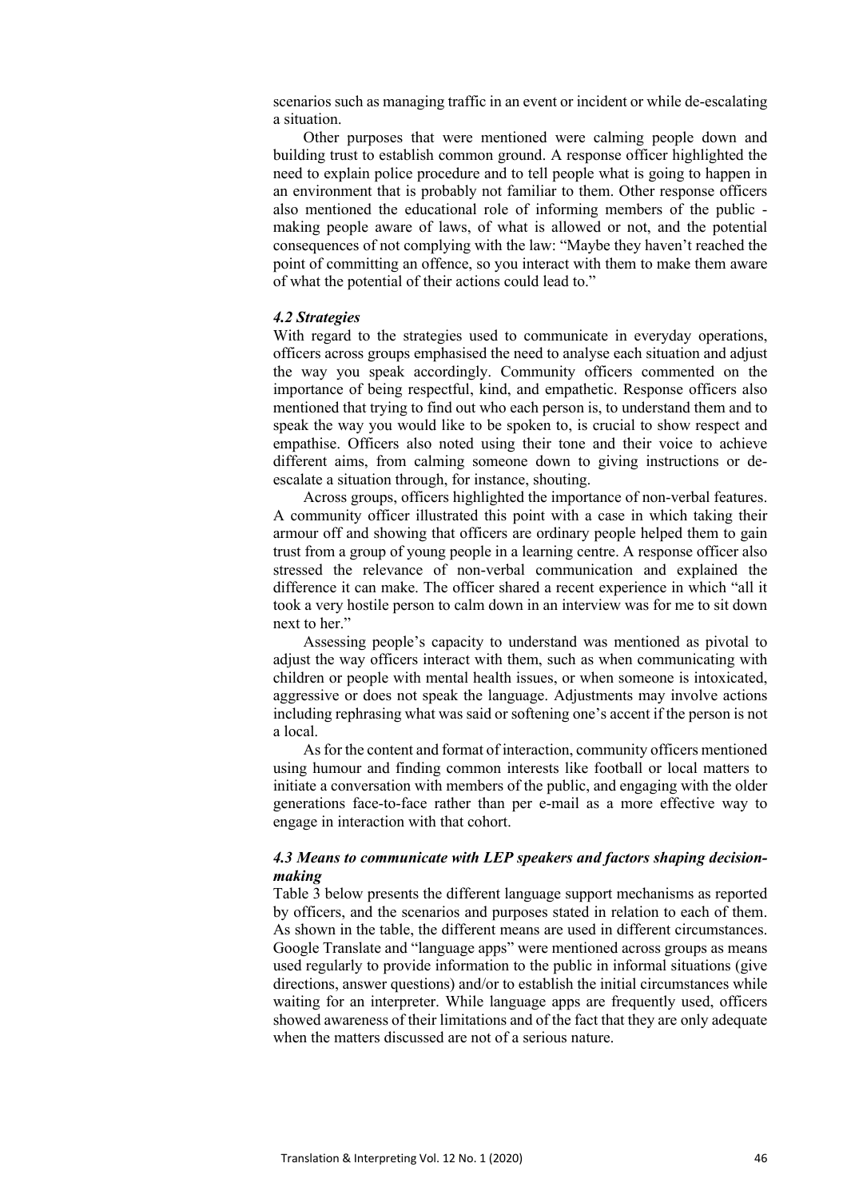scenarios such as managing traffic in an event or incident or while de-escalating a situation.

Other purposes that were mentioned were calming people down and building trust to establish common ground. A response officer highlighted the need to explain police procedure and to tell people what is going to happen in an environment that is probably not familiar to them. Other response officers also mentioned the educational role of informing members of the public - making people aware of laws, of what is allowed or not, and the potential consequences of not complying with the law: "Maybe they haven't reached the point of committing an offence, so you interact with them to make them aware of what the potential of their actions could lead to."

### *4.2 Strategies*

With regard to the strategies used to communicate in everyday operations, officers across groups emphasised the need to analyse each situation and adjust the way you speak accordingly. Community officers commented on the importance of being respectful, kind, and empathetic. Response officers also mentioned that trying to find out who each person is, to understand them and to speak the way you would like to be spoken to, is crucial to show respect and empathise. Officers also noted using their tone and their voice to achieve different aims, from calming someone down to giving instructions or de-escalate a situation through, for instance, shouting.

Across groups, officers highlighted the importance of non-verbal features. A community officer illustrated this point with a case in which taking their armour off and showing that officers are ordinary people helped them to gain trust from a group of young people in a learning centre. A response officer also stressed the relevance of non-verbal communication and explained the difference it can make. The officer shared a recent experience in which "all it took a very hostile person to calm down in an interview was for me to sit down next to her."

Assessing people's capacity to understand was mentioned as pivotal to adjust the way officers interact with them, such as when communicating with children or people with mental health issues, or when someone is intoxicated, aggressive or does not speak the language. Adjustments may involve actions including rephrasing what was said or softening one's accent if the person is not a local.

As for the content and format of interaction, community officers mentioned using humour and finding common interests like football or local matters to initiate a conversation with members of the public, and engaging with the older generations face-to-face rather than per e-mail as a more effective way to engage in interaction with that cohort.

### *4.3 Means to communicate with LEP speakers and factors shaping decision-making*

Table 3 below presents the different language support mechanisms as reported by officers, and the scenarios and purposes stated in relation to each of them. As shown in the table, the different means are used in different circumstances. Google Translate and "language apps" were mentioned across groups as means used regularly to provide information to the public in informal situations (give directions, answer questions) and/or to establish the initial circumstances while waiting for an interpreter. While language apps are frequently used, officers showed awareness of their limitations and of the fact that they are only adequate when the matters discussed are not of a serious nature.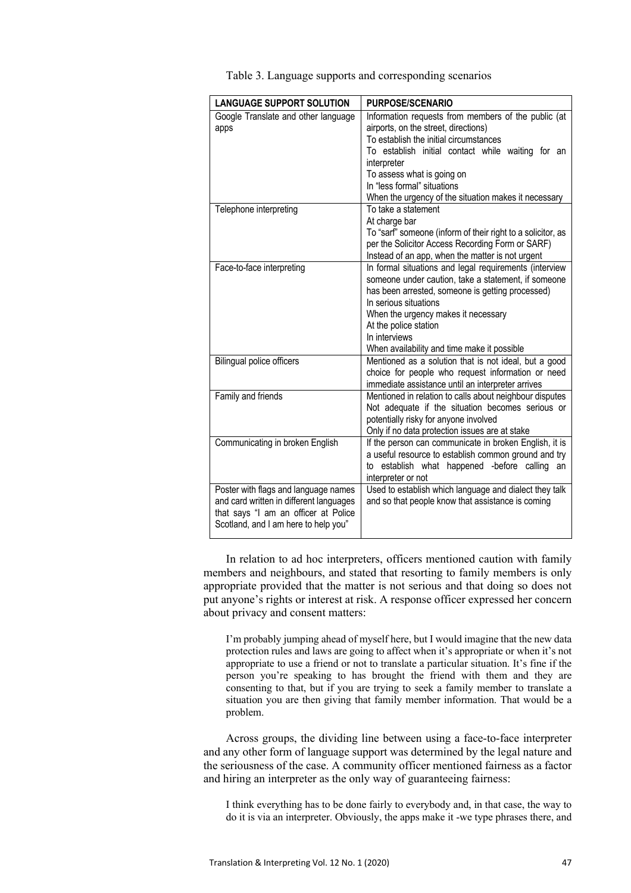Table 3. Language supports and corresponding scenarios

| LANGUAGE SUPPORT SOLUTION | PURPOSE/SCENARIO |
|---|---|
| Google Translate and other language apps | Information requests from members of the public (at airports, on the street, directions)<br>To establish the initial circumstances<br>To establish initial contact while waiting for an interpreter<br>To assess what is going on<br>In "less formal" situations<br>When the urgency of the situation makes it necessary |
| Telephone interpreting | To take a statement<br>At charge bar<br>To "sarf" someone (inform of their right to a solicitor, as per the Solicitor Access Recording Form or SARF)<br>Instead of an app, when the matter is not urgent |
| Face-to-face interpreting | In formal situations and legal requirements (interview someone under caution, take a statement, if someone has been arrested, someone is getting processed)<br>In serious situations<br>When the urgency makes it necessary<br>At the police station<br>In interviews<br>When availability and time make it possible |
| Bilingual police officers | Mentioned as a solution that is not ideal, but a good choice for people who request information or need immediate assistance until an interpreter arrives |
| Family and friends | Mentioned in relation to calls about neighbour disputes<br>Not adequate if the situation becomes serious or potentially risky for anyone involved<br>Only if no data protection issues are at stake |
| Communicating in broken English | If the person can communicate in broken English, it is a useful resource to establish common ground and try to establish what happened -before calling an interpreter or not |
| Poster with flags and language names and card written in different languages that says "I am an officer at Police Scotland, and I am here to help you" | Used to establish which language and dialect they talk and so that people know that assistance is coming |

In relation to ad hoc interpreters, officers mentioned caution with family members and neighbours, and stated that resorting to family members is only appropriate provided that the matter is not serious and that doing so does not put anyone's rights or interest at risk. A response officer expressed her concern about privacy and consent matters:

> I'm probably jumping ahead of myself here, but I would imagine that the new data protection rules and laws are going to affect when it's appropriate or when it's not appropriate to use a friend or not to translate a particular situation. It's fine if the person you're speaking to has brought the friend with them and they are consenting to that, but if you are trying to seek a family member to translate a situation you are then giving that family member information. That would be a problem.

Across groups, the dividing line between using a face-to-face interpreter and any other form of language support was determined by the legal nature and the seriousness of the case. A community officer mentioned fairness as a factor and hiring an interpreter as the only way of guaranteeing fairness:

> I think everything has to be done fairly to everybody and, in that case, the way to do it is via an interpreter. Obviously, the apps make it -we type phrases there, and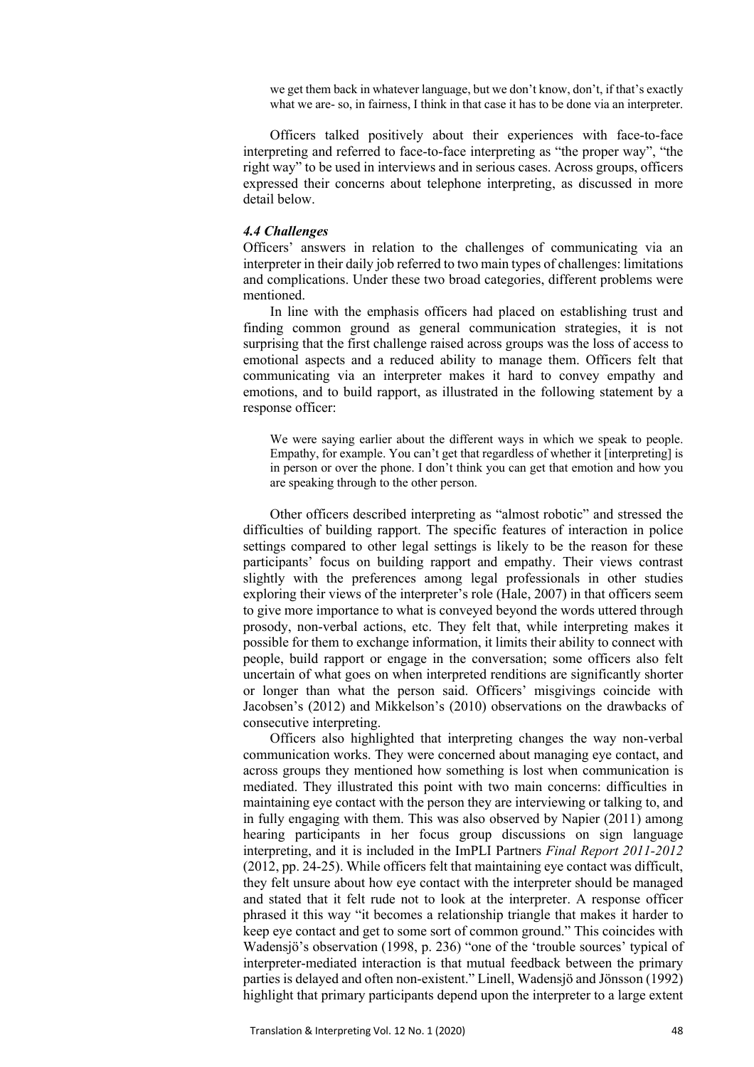> we get them back in whatever language, but we don't know, don't, if that's exactly what we are- so, in fairness, I think in that case it has to be done via an interpreter.

Officers talked positively about their experiences with face-to-face interpreting and referred to face-to-face interpreting as "the proper way", "the right way" to be used in interviews and in serious cases. Across groups, officers expressed their concerns about telephone interpreting, as discussed in more detail below.

### *4.4 Challenges*

Officers' answers in relation to the challenges of communicating via an interpreter in their daily job referred to two main types of challenges: limitations and complications. Under these two broad categories, different problems were mentioned.

In line with the emphasis officers had placed on establishing trust and finding common ground as general communication strategies, it is not surprising that the first challenge raised across groups was the loss of access to emotional aspects and a reduced ability to manage them. Officers felt that communicating via an interpreter makes it hard to convey empathy and emotions, and to build rapport, as illustrated in the following statement by a response officer:

> We were saying earlier about the different ways in which we speak to people. Empathy, for example. You can't get that regardless of whether it [interpreting] is in person or over the phone. I don't think you can get that emotion and how you are speaking through to the other person.

Other officers described interpreting as "almost robotic" and stressed the difficulties of building rapport. The specific features of interaction in police settings compared to other legal settings is likely to be the reason for these participants' focus on building rapport and empathy. Their views contrast slightly with the preferences among legal professionals in other studies exploring their views of the interpreter's role (Hale, 2007) in that officers seem to give more importance to what is conveyed beyond the words uttered through prosody, non-verbal actions, etc. They felt that, while interpreting makes it possible for them to exchange information, it limits their ability to connect with people, build rapport or engage in the conversation; some officers also felt uncertain of what goes on when interpreted renditions are significantly shorter or longer than what the person said. Officers' misgivings coincide with Jacobsen's (2012) and Mikkelson's (2010) observations on the drawbacks of consecutive interpreting.

Officers also highlighted that interpreting changes the way non-verbal communication works. They were concerned about managing eye contact, and across groups they mentioned how something is lost when communication is mediated. They illustrated this point with two main concerns: difficulties in maintaining eye contact with the person they are interviewing or talking to, and in fully engaging with them. This was also observed by Napier (2011) among hearing participants in her focus group discussions on sign language interpreting, and it is included in the ImPLI Partners *Final Report 2011-2012* (2012, pp. 24-25). While officers felt that maintaining eye contact was difficult, they felt unsure about how eye contact with the interpreter should be managed and stated that it felt rude not to look at the interpreter. A response officer phrased it this way "it becomes a relationship triangle that makes it harder to keep eye contact and get to some sort of common ground." This coincides with Wadensjö's observation (1998, p. 236) "one of the 'trouble sources' typical of interpreter-mediated interaction is that mutual feedback between the primary parties is delayed and often non-existent." Linell, Wadensjö and Jönsson (1992) highlight that primary participants depend upon the interpreter to a large extent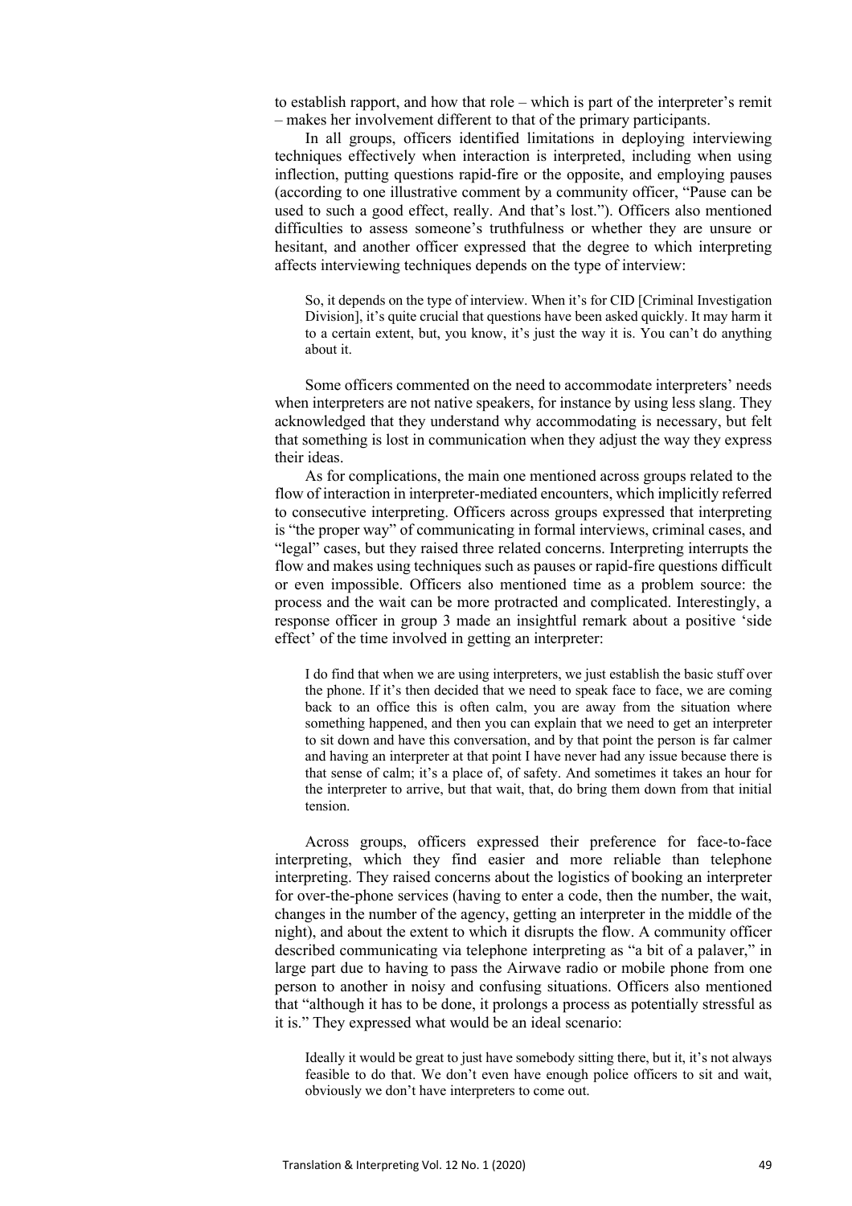to establish rapport, and how that role – which is part of the interpreter's remit – makes her involvement different to that of the primary participants.

In all groups, officers identified limitations in deploying interviewing techniques effectively when interaction is interpreted, including when using inflection, putting questions rapid-fire or the opposite, and employing pauses (according to one illustrative comment by a community officer, "Pause can be used to such a good effect, really. And that's lost."). Officers also mentioned difficulties to assess someone's truthfulness or whether they are unsure or hesitant, and another officer expressed that the degree to which interpreting affects interviewing techniques depends on the type of interview:

> So, it depends on the type of interview. When it's for CID [Criminal Investigation Division], it's quite crucial that questions have been asked quickly. It may harm it to a certain extent, but, you know, it's just the way it is. You can't do anything about it.

Some officers commented on the need to accommodate interpreters' needs when interpreters are not native speakers, for instance by using less slang. They acknowledged that they understand why accommodating is necessary, but felt that something is lost in communication when they adjust the way they express their ideas.

As for complications, the main one mentioned across groups related to the flow of interaction in interpreter-mediated encounters, which implicitly referred to consecutive interpreting. Officers across groups expressed that interpreting is "the proper way" of communicating in formal interviews, criminal cases, and "legal" cases, but they raised three related concerns. Interpreting interrupts the flow and makes using techniques such as pauses or rapid-fire questions difficult or even impossible. Officers also mentioned time as a problem source: the process and the wait can be more protracted and complicated. Interestingly, a response officer in group 3 made an insightful remark about a positive 'side effect' of the time involved in getting an interpreter:

> I do find that when we are using interpreters, we just establish the basic stuff over the phone. If it's then decided that we need to speak face to face, we are coming back to an office this is often calm, you are away from the situation where something happened, and then you can explain that we need to get an interpreter to sit down and have this conversation, and by that point the person is far calmer and having an interpreter at that point I have never had any issue because there is that sense of calm; it's a place of, of safety. And sometimes it takes an hour for the interpreter to arrive, but that wait, that, do bring them down from that initial tension.

Across groups, officers expressed their preference for face-to-face interpreting, which they find easier and more reliable than telephone interpreting. They raised concerns about the logistics of booking an interpreter for over-the-phone services (having to enter a code, then the number, the wait, changes in the number of the agency, getting an interpreter in the middle of the night), and about the extent to which it disrupts the flow. A community officer described communicating via telephone interpreting as "a bit of a palaver," in large part due to having to pass the Airwave radio or mobile phone from one person to another in noisy and confusing situations. Officers also mentioned that "although it has to be done, it prolongs a process as potentially stressful as it is." They expressed what would be an ideal scenario:

> Ideally it would be great to just have somebody sitting there, but it, it's not always feasible to do that. We don't even have enough police officers to sit and wait, obviously we don't have interpreters to come out.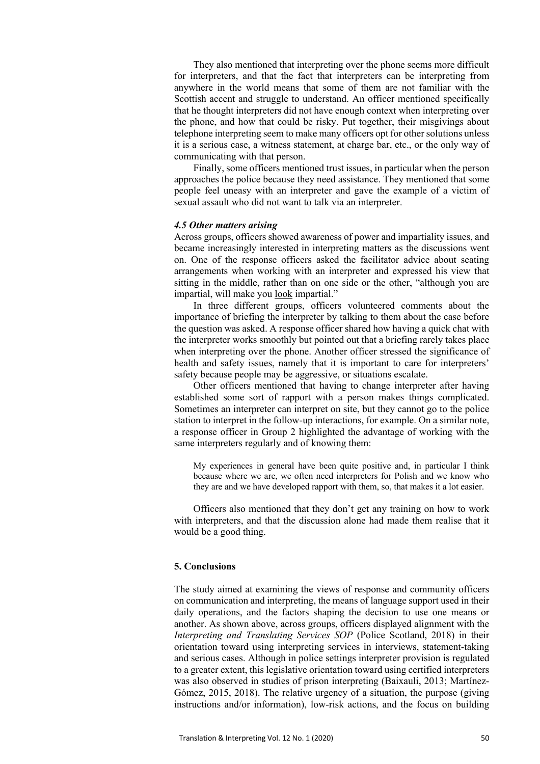They also mentioned that interpreting over the phone seems more difficult for interpreters, and that the fact that interpreters can be interpreting from anywhere in the world means that some of them are not familiar with the Scottish accent and struggle to understand. An officer mentioned specifically that he thought interpreters did not have enough context when interpreting over the phone, and how that could be risky. Put together, their misgivings about telephone interpreting seem to make many officers opt for other solutions unless it is a serious case, a witness statement, at charge bar, etc., or the only way of communicating with that person.

Finally, some officers mentioned trust issues, in particular when the person approaches the police because they need assistance. They mentioned that some people feel uneasy with an interpreter and gave the example of a victim of sexual assault who did not want to talk via an interpreter.

### *4.5 Other matters arising*

Across groups, officers showed awareness of power and impartiality issues, and became increasingly interested in interpreting matters as the discussions went on. One of the response officers asked the facilitator advice about seating arrangements when working with an interpreter and expressed his view that sitting in the middle, rather than on one side or the other, "although you <u>are</u> impartial, will make you <u>look</u> impartial."

In three different groups, officers volunteered comments about the importance of briefing the interpreter by talking to them about the case before the question was asked. A response officer shared how having a quick chat with the interpreter works smoothly but pointed out that a briefing rarely takes place when interpreting over the phone. Another officer stressed the significance of health and safety issues, namely that it is important to care for interpreters' safety because people may be aggressive, or situations escalate.

Other officers mentioned that having to change interpreter after having established some sort of rapport with a person makes things complicated. Sometimes an interpreter can interpret on site, but they cannot go to the police station to interpret in the follow-up interactions, for example. On a similar note, a response officer in Group 2 highlighted the advantage of working with the same interpreters regularly and of knowing them:

> My experiences in general have been quite positive and, in particular I think because where we are, we often need interpreters for Polish and we know who they are and we have developed rapport with them, so, that makes it a lot easier.

Officers also mentioned that they don't get any training on how to work with interpreters, and that the discussion alone had made them realise that it would be a good thing.

## 5. Conclusions

The study aimed at examining the views of response and community officers on communication and interpreting, the means of language support used in their daily operations, and the factors shaping the decision to use one means or another. As shown above, across groups, officers displayed alignment with the *Interpreting and Translating Services SOP* (Police Scotland, 2018) in their orientation toward using interpreting services in interviews, statement-taking and serious cases. Although in police settings interpreter provision is regulated to a greater extent, this legislative orientation toward using certified interpreters was also observed in studies of prison interpreting (Baixauli, 2013; Martínez-Gómez, 2015, 2018). The relative urgency of a situation, the purpose (giving instructions and/or information), low-risk actions, and the focus on building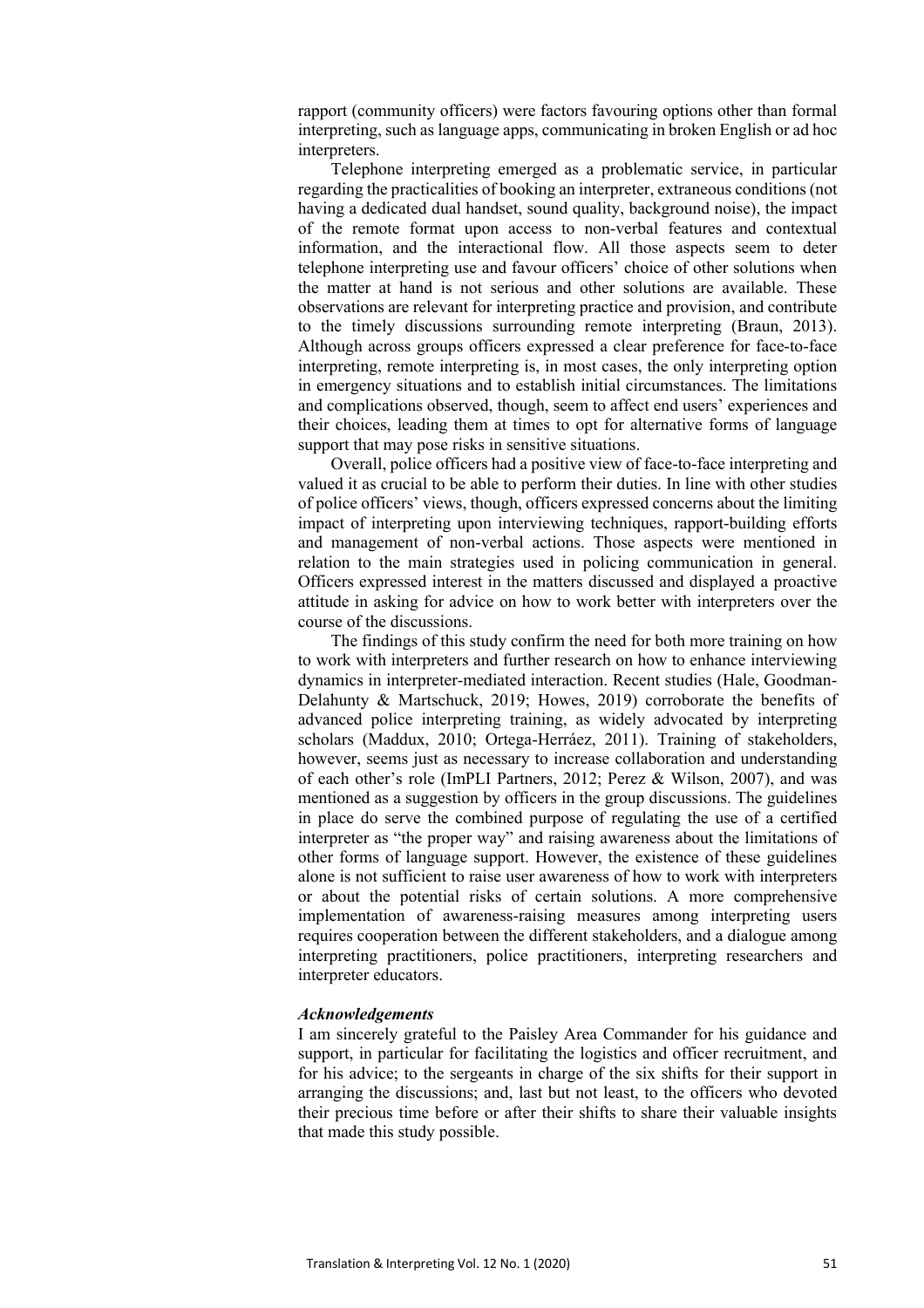rapport (community officers) were factors favouring options other than formal interpreting, such as language apps, communicating in broken English or ad hoc interpreters.

Telephone interpreting emerged as a problematic service, in particular regarding the practicalities of booking an interpreter, extraneous conditions (not having a dedicated dual handset, sound quality, background noise), the impact of the remote format upon access to non-verbal features and contextual information, and the interactional flow. All those aspects seem to deter telephone interpreting use and favour officers' choice of other solutions when the matter at hand is not serious and other solutions are available. These observations are relevant for interpreting practice and provision, and contribute to the timely discussions surrounding remote interpreting (Braun, 2013). Although across groups officers expressed a clear preference for face-to-face interpreting, remote interpreting is, in most cases, the only interpreting option in emergency situations and to establish initial circumstances. The limitations and complications observed, though, seem to affect end users' experiences and their choices, leading them at times to opt for alternative forms of language support that may pose risks in sensitive situations.

Overall, police officers had a positive view of face-to-face interpreting and valued it as crucial to be able to perform their duties. In line with other studies of police officers' views, though, officers expressed concerns about the limiting impact of interpreting upon interviewing techniques, rapport-building efforts and management of non-verbal actions. Those aspects were mentioned in relation to the main strategies used in policing communication in general. Officers expressed interest in the matters discussed and displayed a proactive attitude in asking for advice on how to work better with interpreters over the course of the discussions.

The findings of this study confirm the need for both more training on how to work with interpreters and further research on how to enhance interviewing dynamics in interpreter-mediated interaction. Recent studies (Hale, Goodman-Delahunty & Martschuck, 2019; Howes, 2019) corroborate the benefits of advanced police interpreting training, as widely advocated by interpreting scholars (Maddux, 2010; Ortega-Herráez, 2011). Training of stakeholders, however, seems just as necessary to increase collaboration and understanding of each other's role (ImPLI Partners, 2012; Perez & Wilson, 2007), and was mentioned as a suggestion by officers in the group discussions. The guidelines in place do serve the combined purpose of regulating the use of a certified interpreter as "the proper way" and raising awareness about the limitations of other forms of language support. However, the existence of these guidelines alone is not sufficient to raise user awareness of how to work with interpreters or about the potential risks of certain solutions. A more comprehensive implementation of awareness-raising measures among interpreting users requires cooperation between the different stakeholders, and a dialogue among interpreting practitioners, police practitioners, interpreting researchers and interpreter educators.

### *Acknowledgements*

I am sincerely grateful to the Paisley Area Commander for his guidance and support, in particular for facilitating the logistics and officer recruitment, and for his advice; to the sergeants in charge of the six shifts for their support in arranging the discussions; and, last but not least, to the officers who devoted their precious time before or after their shifts to share their valuable insights that made this study possible.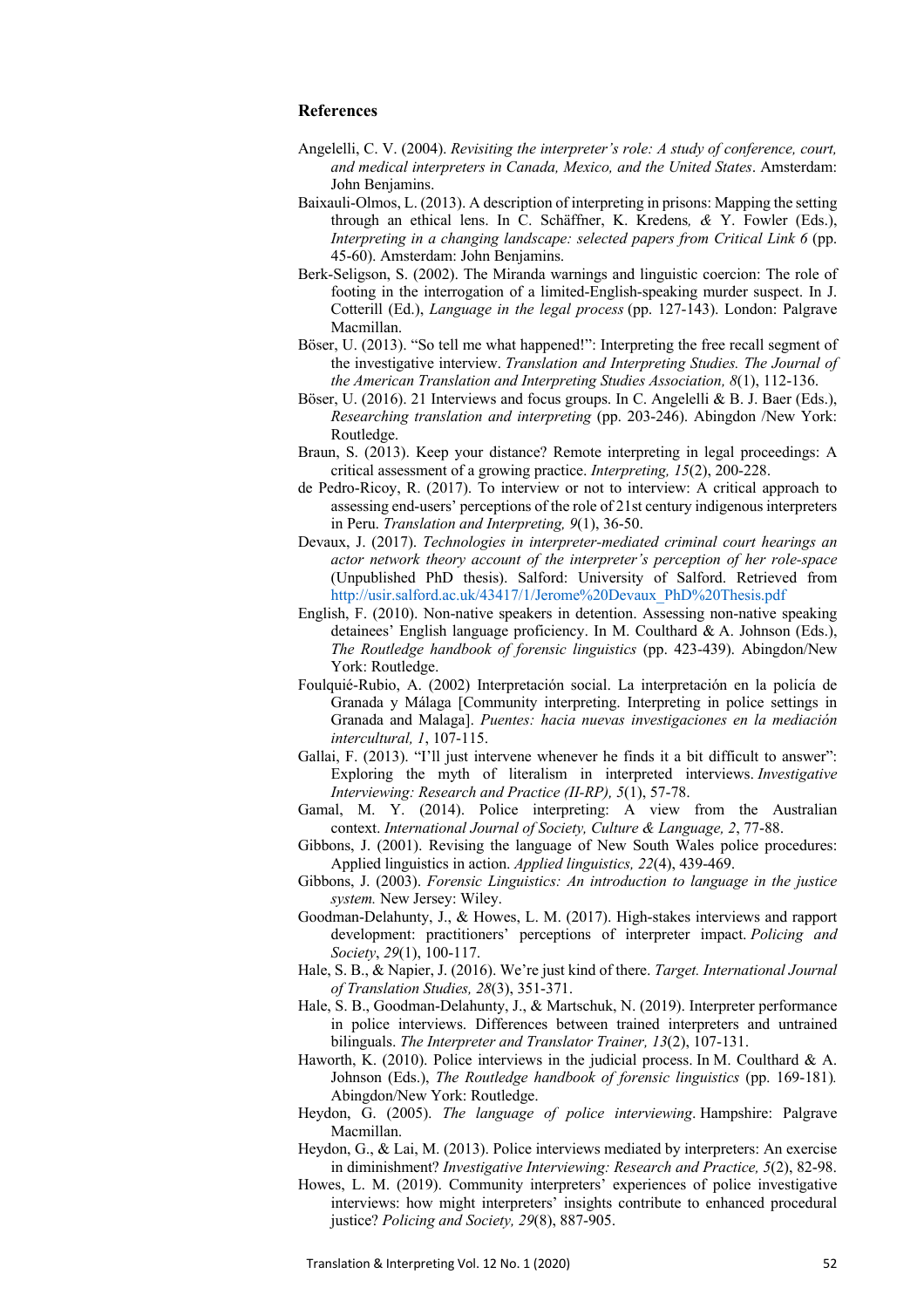## References

Angelelli, C. V. (2004). *Revisiting the interpreter's role: A study of conference, court, and medical interpreters in Canada, Mexico, and the United States*. Amsterdam: John Benjamins.

Baixauli-Olmos, L. (2013). A description of interpreting in prisons: Mapping the setting through an ethical lens. In C. Schäffner, K. Kredens*, &* Y. Fowler (Eds.), *Interpreting in a changing landscape: selected papers from Critical Link 6* (pp. 45-60). Amsterdam: John Benjamins.

Berk-Seligson, S. (2002). The Miranda warnings and linguistic coercion: The role of footing in the interrogation of a limited-English-speaking murder suspect. In J. Cotterill (Ed.), *Language in the legal process* (pp. 127-143). London: Palgrave Macmillan.

Böser, U. (2013). "So tell me what happened!": Interpreting the free recall segment of the investigative interview. *Translation and Interpreting Studies. The Journal of the American Translation and Interpreting Studies Association, 8*(1), 112-136.

Böser, U. (2016). 21 Interviews and focus groups. In C. Angelelli & B. J. Baer (Eds.), *Researching translation and interpreting* (pp. 203-246). Abingdon /New York: Routledge.

Braun, S. (2013). Keep your distance? Remote interpreting in legal proceedings: A critical assessment of a growing practice. *Interpreting, 15*(2), 200-228.

de Pedro-Ricoy, R. (2017). To interview or not to interview: A critical approach to assessing end-users' perceptions of the role of 21st century indigenous interpreters in Peru. *Translation and Interpreting, 9*(1), 36-50.

Devaux, J. (2017). *Technologies in interpreter-mediated criminal court hearings an actor network theory account of the interpreter's perception of her role-space* (Unpublished PhD thesis). Salford: University of Salford. Retrieved from http://usir.salford.ac.uk/43417/1/Jerome%20Devaux_PhD%20Thesis.pdf

English, F. (2010). Non-native speakers in detention. Assessing non-native speaking detainees' English language proficiency. In M. Coulthard & A. Johnson (Eds.), *The Routledge handbook of forensic linguistics* (pp. 423-439). Abingdon/New York: Routledge.

Foulquié-Rubio, A. (2002) Interpretación social. La interpretación en la policía de Granada y Málaga [Community interpreting. Interpreting in police settings in Granada and Malaga]. *Puentes: hacia nuevas investigaciones en la mediación intercultural, 1*, 107-115.

Gallai, F. (2013). "I'll just intervene whenever he finds it a bit difficult to answer": Exploring the myth of literalism in interpreted interviews. *Investigative Interviewing: Research and Practice (II-RP), 5*(1), 57-78.

Gamal, M. Y. (2014). Police interpreting: A view from the Australian context. *International Journal of Society, Culture & Language, 2*, 77-88.

Gibbons, J. (2001). Revising the language of New South Wales police procedures: Applied linguistics in action. *Applied linguistics, 22*(4), 439-469.

Gibbons, J. (2003). *Forensic Linguistics: An introduction to language in the justice system.* New Jersey: Wiley.

Goodman-Delahunty, J., & Howes, L. M. (2017). High-stakes interviews and rapport development: practitioners' perceptions of interpreter impact. *Policing and Society*, *29*(1), 100-117.

Hale, S. B., & Napier, J. (2016). We're just kind of there. *Target. International Journal of Translation Studies, 28*(3), 351-371.

Hale, S. B., Goodman-Delahunty, J., & Martschuk, N. (2019). Interpreter performance in police interviews. Differences between trained interpreters and untrained bilinguals. *The Interpreter and Translator Trainer, 13*(2), 107-131.

Haworth, K. (2010). Police interviews in the judicial process. In M. Coulthard & A. Johnson (Eds.), *The Routledge handbook of forensic linguistics* (pp. 169-181)*.* Abingdon/New York: Routledge.

Heydon, G. (2005). *The language of police interviewing*. Hampshire: Palgrave Macmillan.

Heydon, G., & Lai, M. (2013). Police interviews mediated by interpreters: An exercise in diminishment? *Investigative Interviewing: Research and Practice, 5*(2), 82-98.

Howes, L. M. (2019). Community interpreters' experiences of police investigative interviews: how might interpreters' insights contribute to enhanced procedural justice? *Policing and Society, 29*(8), 887-905.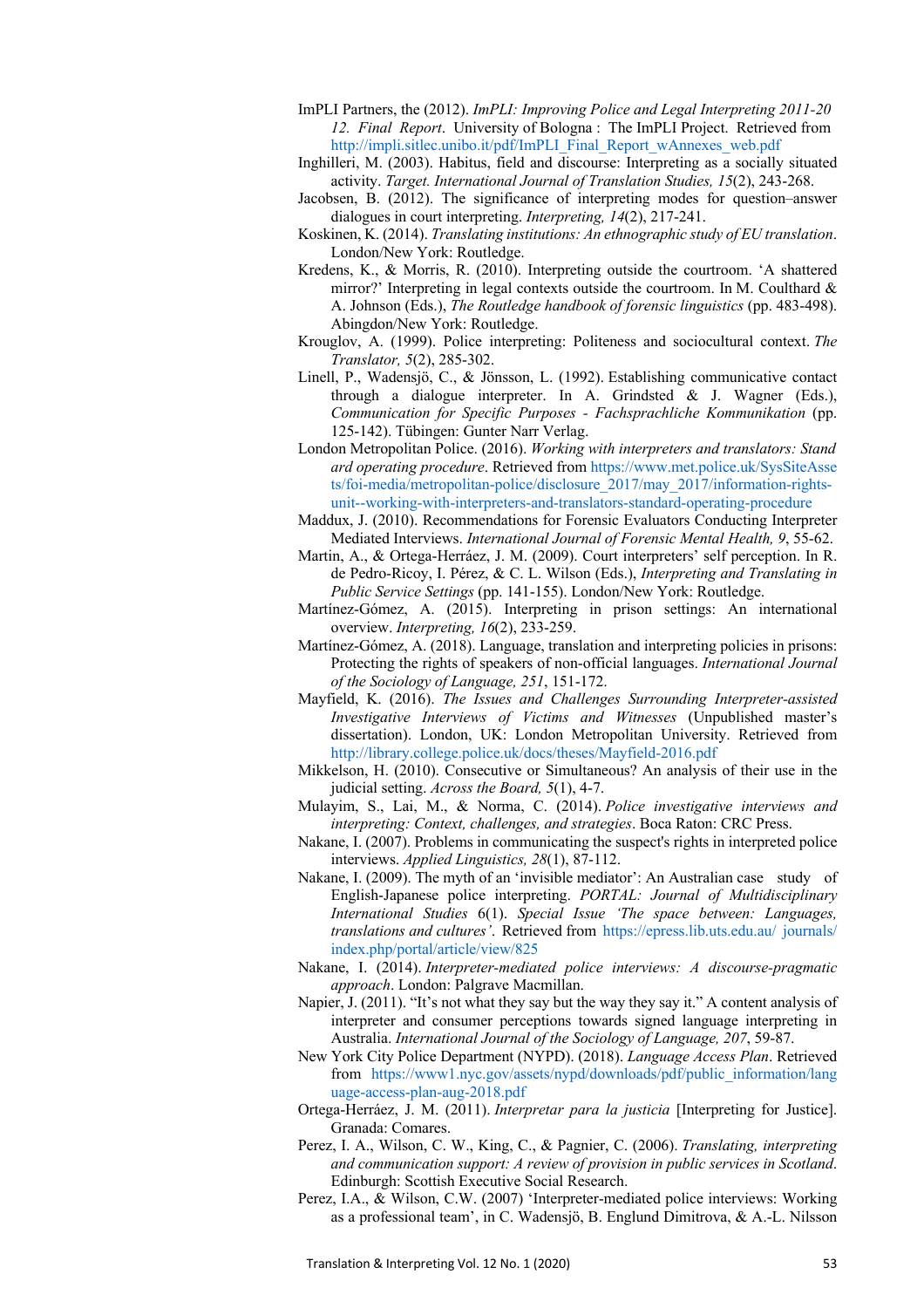ImPLI Partners, the (2012). *ImPLI: Improving Police and Legal Interpreting 2011-20 12. Final Report*. University of Bologna : The ImPLI Project. Retrieved from http://impli.sitlec.unibo.it/pdf/ImPLI_Final_Report_wAnnexes_web.pdf

Inghilleri, M. (2003). Habitus, field and discourse: Interpreting as a socially situated activity. *Target. International Journal of Translation Studies, 15*(2), 243-268.

Jacobsen, B. (2012). The significance of interpreting modes for question–answer dialogues in court interpreting. *Interpreting, 14*(2), 217-241.

Koskinen, K. (2014). *Translating institutions: An ethnographic study of EU translation*. London/New York: Routledge.

Kredens, K., & Morris, R. (2010). Interpreting outside the courtroom. 'A shattered mirror?' Interpreting in legal contexts outside the courtroom. In M. Coulthard & A. Johnson (Eds.), *The Routledge handbook of forensic linguistics* (pp. 483-498). Abingdon/New York: Routledge.

Krouglov, A. (1999). Police interpreting: Politeness and sociocultural context. *The Translator, 5*(2), 285-302.

Linell, P., Wadensjö, C., & Jönsson, L. (1992). Establishing communicative contact through a dialogue interpreter. In A. Grindsted & J. Wagner (Eds.), *Communication for Specific Purposes - Fachsprachliche Kommunikation* (pp. 125-142). Tübingen: Gunter Narr Verlag.

London Metropolitan Police. (2016). *Working with interpreters and translators: Stand ard operating procedure*. Retrieved from https://www.met.police.uk/SysSiteAssets/foi-media/metropolitan-police/disclosure_2017/may_2017/information-rights-unit--working-with-interpreters-and-translators-standard-operating-procedure

Maddux, J. (2010). Recommendations for Forensic Evaluators Conducting Interpreter Mediated Interviews. *International Journal of Forensic Mental Health, 9*, 55-62.

Martin, A., & Ortega-Herráez, J. M. (2009). Court interpreters' self perception. In R. de Pedro-Ricoy, I. Pérez, & C. L. Wilson (Eds.), *Interpreting and Translating in Public Service Settings* (pp. 141-155). London/New York: Routledge.

Martínez-Gómez, A. (2015). Interpreting in prison settings: An international overview. *Interpreting, 16*(2), 233-259.

Martínez-Gómez, A. (2018). Language, translation and interpreting policies in prisons: Protecting the rights of speakers of non-official languages. *International Journal of the Sociology of Language, 251*, 151-172.

Mayfield, K. (2016). *The Issues and Challenges Surrounding Interpreter-assisted Investigative Interviews of Victims and Witnesses* (Unpublished master's dissertation). London, UK: London Metropolitan University. Retrieved from http://library.college.police.uk/docs/theses/Mayfield-2016.pdf

Mikkelson, H. (2010). Consecutive or Simultaneous? An analysis of their use in the judicial setting. *Across the Board, 5*(1), 4-7.

Mulayim, S., Lai, M., & Norma, C. (2014). *Police investigative interviews and interpreting: Context, challenges, and strategies*. Boca Raton: CRC Press.

Nakane, I. (2007). Problems in communicating the suspect's rights in interpreted police interviews. *Applied Linguistics, 28*(1), 87-112.

Nakane, I. (2009). The myth of an 'invisible mediator': An Australian case study of English-Japanese police interpreting. *PORTAL: Journal of Multidisciplinary International Studies* 6(1). *Special Issue 'The space between: Languages, translations and cultures'*. Retrieved from https://epress.lib.uts.edu.au/ journals/ index.php/portal/article/view/825

Nakane, I. (2014). *Interpreter-mediated police interviews: A discourse-pragmatic approach*. London: Palgrave Macmillan.

Napier, J. (2011). "It's not what they say but the way they say it." A content analysis of interpreter and consumer perceptions towards signed language interpreting in Australia. *International Journal of the Sociology of Language, 207*, 59-87.

New York City Police Department (NYPD). (2018). *Language Access Plan*. Retrieved from https://www1.nyc.gov/assets/nypd/downloads/pdf/public_information/language-access-plan-aug-2018.pdf

Ortega-Herráez, J. M. (2011). *Interpretar para la justicia* [Interpreting for Justice]. Granada: Comares.

Perez, I. A., Wilson, C. W., King, C., & Pagnier, C. (2006). *Translating, interpreting and communication support: A review of provision in public services in Scotland*. Edinburgh: Scottish Executive Social Research.

Perez, I.A., & Wilson, C.W. (2007) 'Interpreter-mediated police interviews: Working as a professional team', in C. Wadensjö, B. Englund Dimitrova, & A.-L. Nilsson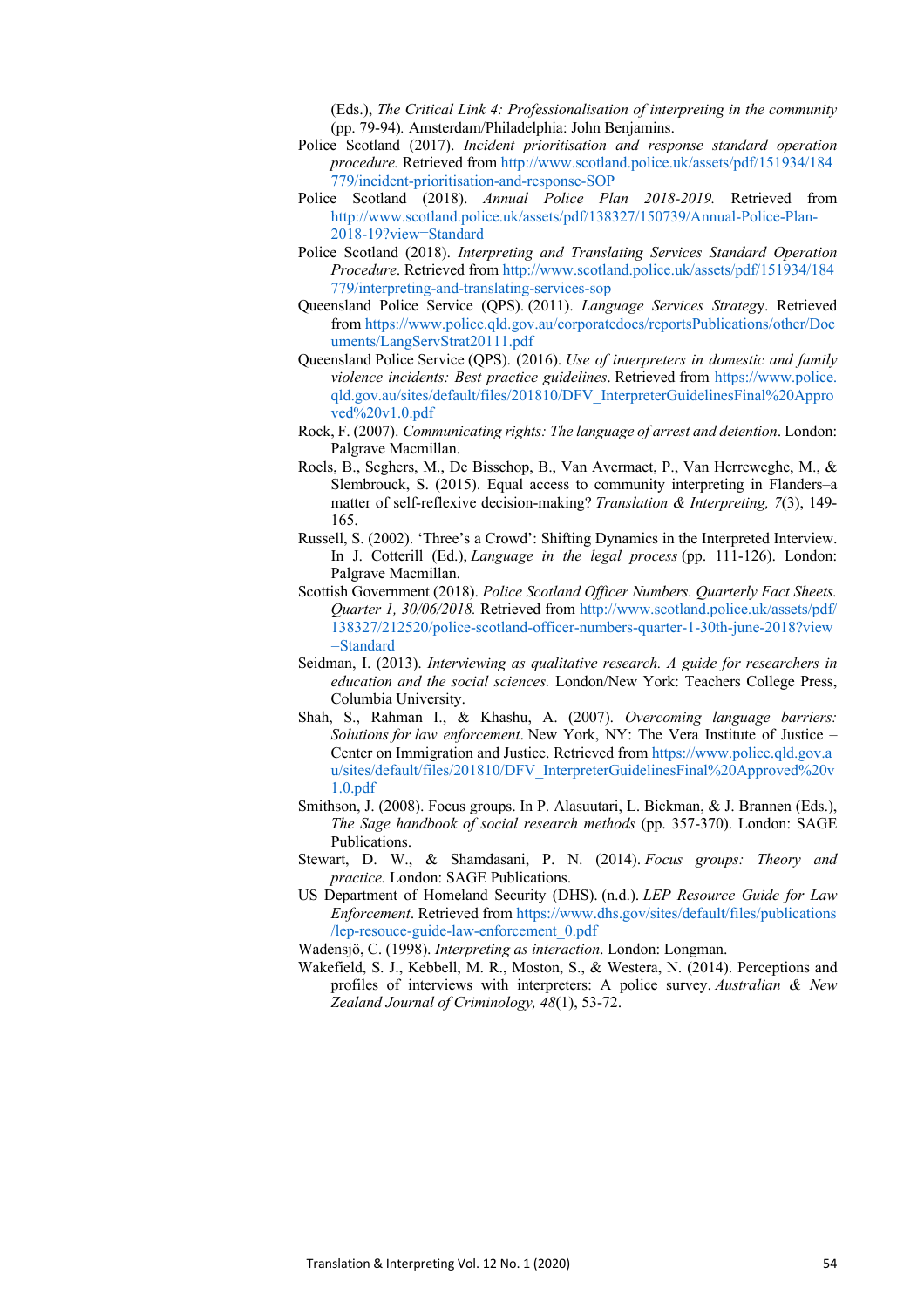(Eds.), *The Critical Link 4: Professionalisation of interpreting in the community* (pp. 79-94)*.* Amsterdam/Philadelphia: John Benjamins.

Police Scotland (2017). *Incident prioritisation and response standard operation procedure.* Retrieved from http://www.scotland.police.uk/assets/pdf/151934/184779/incident-prioritisation-and-response-SOP

Police Scotland (2018). *Annual Police Plan 2018-2019.* Retrieved from http://www.scotland.police.uk/assets/pdf/138327/150739/Annual-Police-Plan-2018-19?view=Standard

Police Scotland (2018). *Interpreting and Translating Services Standard Operation Procedure*. Retrieved from http://www.scotland.police.uk/assets/pdf/151934/184779/interpreting-and-translating-services-sop

Queensland Police Service (QPS). (2011). *Language Services Strategy*. Retrieved from https://www.police.qld.gov.au/corporatedocs/reportsPublications/other/Documents/LangServStrat20111.pdf

Queensland Police Service (QPS). (2016). *Use of interpreters in domestic and family violence incidents: Best practice guidelines*. Retrieved from https://www.police.qld.gov.au/sites/default/files/201810/DFV_InterpreterGuidelinesFinal%20Approved%20v1.0.pdf

Rock, F. (2007). *Communicating rights: The language of arrest and detention*. London: Palgrave Macmillan.

Roels, B., Seghers, M., De Bisschop, B., Van Avermaet, P., Van Herreweghe, M., & Slembrouck, S. (2015). Equal access to community interpreting in Flanders–a matter of self-reflexive decision-making? *Translation & Interpreting, 7*(3), 149-165.

Russell, S. (2002). 'Three's a Crowd': Shifting Dynamics in the Interpreted Interview. In J. Cotterill (Ed.), *Language in the legal process* (pp. 111-126). London: Palgrave Macmillan.

Scottish Government (2018). *Police Scotland Officer Numbers. Quarterly Fact Sheets. Quarter 1, 30/06/2018.* Retrieved from http://www.scotland.police.uk/assets/pdf/138327/212520/police-scotland-officer-numbers-quarter-1-30th-june-2018?view=Standard

Seidman, I. (2013). *Interviewing as qualitative research. A guide for researchers in education and the social sciences.* London/New York: Teachers College Press, Columbia University.

Shah, S., Rahman I., & Khashu, A. (2007). *Overcoming language barriers: Solutions for law enforcement*. New York, NY: The Vera Institute of Justice – Center on Immigration and Justice. Retrieved from https://www.police.qld.gov.au/sites/default/files/201810/DFV_InterpreterGuidelinesFinal%20Approved%20v1.0.pdf

Smithson, J. (2008). Focus groups. In P. Alasuutari, L. Bickman, & J. Brannen (Eds.), *The Sage handbook of social research methods* (pp. 357-370). London: SAGE Publications.

Stewart, D. W., & Shamdasani, P. N. (2014). *Focus groups: Theory and practice.* London: SAGE Publications.

US Department of Homeland Security (DHS). (n.d.). *LEP Resource Guide for Law Enforcement*. Retrieved from https://www.dhs.gov/sites/default/files/publications/lep-resouce-guide-law-enforcement_0.pdf

Wadensjö, C. (1998). *Interpreting as interaction*. London: Longman.

Wakefield, S. J., Kebbell, M. R., Moston, S., & Westera, N. (2014). Perceptions and profiles of interviews with interpreters: A police survey. *Australian & New Zealand Journal of Criminology, 48*(1), 53-72.